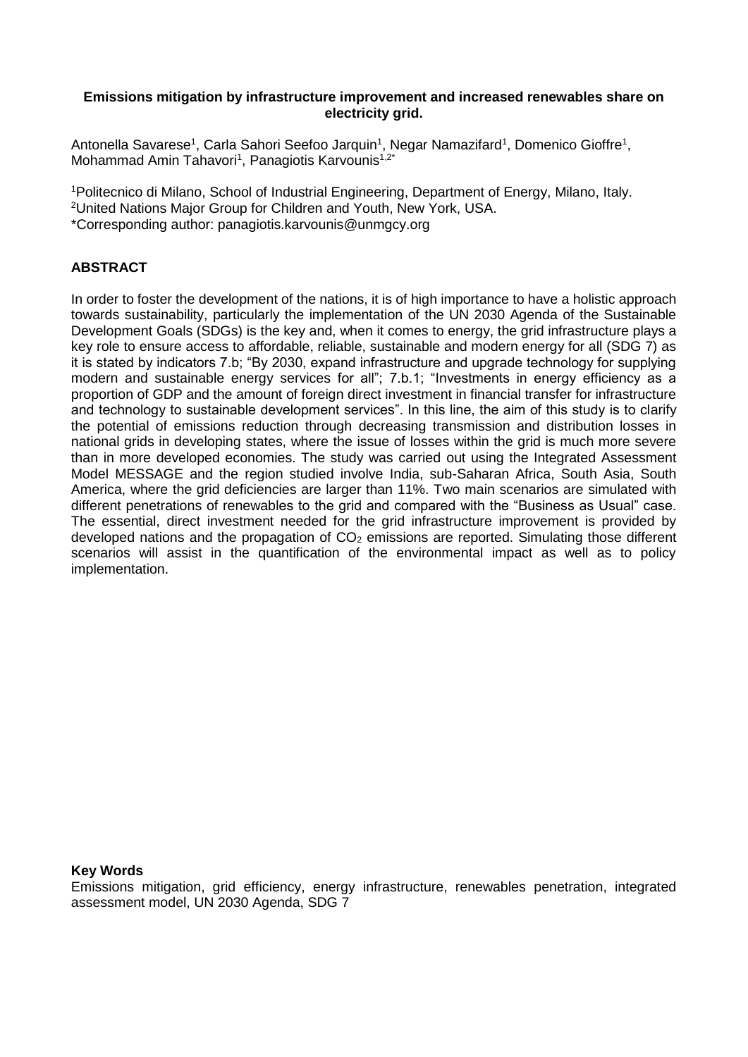**Emissions mitigation by infrastructure improvement and increased renewables share on electricity grid.**

Antonella Savarese[1], Carla Sahori Seefoo Jarquin[1], Negar Namazifard[1], Domenico Gioffre[1], Mohammad Amin Tahavori[1], Panagiotis Karvounis[1,2*]

[1]Politecnico di Milano, School of Industrial Engineering, Department of Energy, Milano, Italy.
[2]United Nations Major Group for Children and Youth, New York, USA.
*Corresponding author: panagiotis.karvounis@unmgcy.org

## ABSTRACT

In order to foster the development of the nations, it is of high importance to have a holistic approach towards sustainability, particularly the implementation of the UN 2030 Agenda of the Sustainable Development Goals (SDGs) is the key and, when it comes to energy, the grid infrastructure plays a key role to ensure access to affordable, reliable, sustainable and modern energy for all (SDG 7) as it is stated by indicators 7.b; "By 2030, expand infrastructure and upgrade technology for supplying modern and sustainable energy services for all"; 7.b.1; "Investments in energy efficiency as a proportion of GDP and the amount of foreign direct investment in financial transfer for infrastructure and technology to sustainable development services". In this line, the aim of this study is to clarify the potential of emissions reduction through decreasing transmission and distribution losses in national grids in developing states, where the issue of losses within the grid is much more severe than in more developed economies. The study was carried out using the Integrated Assessment Model MESSAGE and the region studied involve India, sub-Saharan Africa, South Asia, South America, where the grid deficiencies are larger than 11%. Two main scenarios are simulated with different penetrations of renewables to the grid and compared with the "Business as Usual" case. The essential, direct investment needed for the grid infrastructure improvement is provided by developed nations and the propagation of $CO_2$ emissions are reported. Simulating those different scenarios will assist in the quantification of the environmental impact as well as to policy implementation.

**Key Words**
Emissions mitigation, grid efficiency, energy infrastructure, renewables penetration, integrated assessment model, UN 2030 Agenda, SDG 7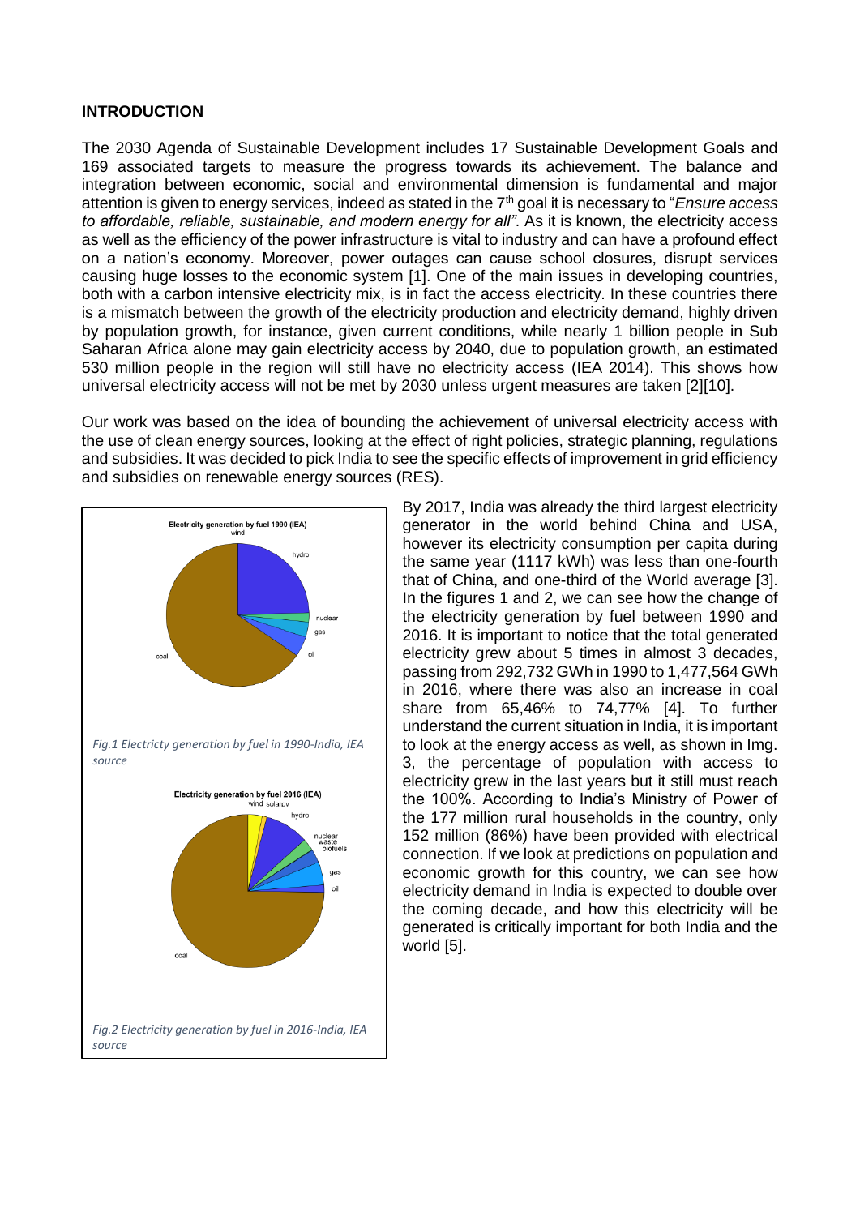## INTRODUCTION

The 2030 Agenda of Sustainable Development includes 17 Sustainable Development Goals and 169 associated targets to measure the progress towards its achievement. The balance and integration between economic, social and environmental dimension is fundamental and major attention is given to energy services, indeed as stated in the 7th goal it is necessary to "*Ensure access to affordable, reliable, sustainable, and modern energy for all"*. As it is known, the electricity access as well as the efficiency of the power infrastructure is vital to industry and can have a profound effect on a nation's economy. Moreover, power outages can cause school closures, disrupt services causing huge losses to the economic system [1]. One of the main issues in developing countries, both with a carbon intensive electricity mix, is in fact the access electricity. In these countries there is a mismatch between the growth of the electricity production and electricity demand, highly driven by population growth, for instance, given current conditions, while nearly 1 billion people in Sub Saharan Africa alone may gain electricity access by 2040, due to population growth, an estimated 530 million people in the region will still have no electricity access (IEA 2014). This shows how universal electricity access will not be met by 2030 unless urgent measures are taken [2][10].

Our work was based on the idea of bounding the achievement of universal electricity access with the use of clean energy sources, looking at the effect of right policies, strategic planning, regulations and subsidies. It was decided to pick India to see the specific effects of improvement in grid efficiency and subsidies on renewable energy sources (RES).

*Fig.1 Electricty generation by fuel in 1990-India, IEA source*

*Fig.2 Electricity generation by fuel in 2016-India, IEA source*

By 2017, India was already the third largest electricity generator in the world behind China and USA, however its electricity consumption per capita during the same year (1117 kWh) was less than one-fourth that of China, and one-third of the World average [3]. In the figures 1 and 2, we can see how the change of the electricity generation by fuel between 1990 and 2016. It is important to notice that the total generated electricity grew about 5 times in almost 3 decades, passing from 292,732 GWh in 1990 to 1,477,564 GWh in 2016, where there was also an increase in coal share from 65,46% to 74,77% [4]. To further understand the current situation in India, it is important to look at the energy access as well, as shown in Img. 3, the percentage of population with access to electricity grew in the last years but it still must reach the 100%. According to India's Ministry of Power of the 177 million rural households in the country, only 152 million (86%) have been provided with electrical connection. If we look at predictions on population and economic growth for this country, we can see how electricity demand in India is expected to double over the coming decade, and how this electricity will be generated is critically important for both India and the world [5].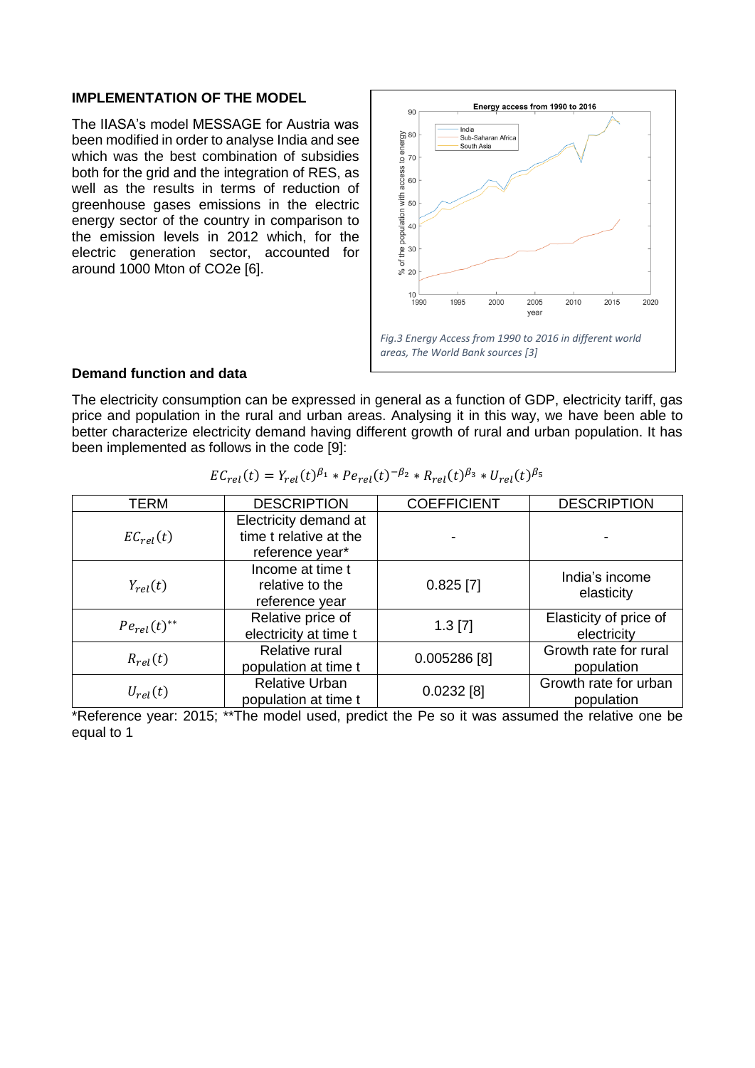### IMPLEMENTATION OF THE MODEL

The IIASA's model MESSAGE for Austria was been modified in order to analyse India and see which was the best combination of subsidies both for the grid and the integration of RES, as well as the results in terms of reduction of greenhouse gases emissions in the electric energy sector of the country in comparison to the emission levels in 2012 which, for the electric generation sector, accounted for around 1000 Mton of CO2e [6].

*Fig.3 Energy Access from 1990 to 2016 in different world areas, The World Bank sources [3]*

### Demand function and data

The electricity consumption can be expressed in general as a function of GDP, electricity tariff, gas price and population in the rural and urban areas. Analysing it in this way, we have been able to better characterize electricity demand having different growth of rural and urban population. It has been implemented as follows in the code [9]:

$$EC_{rel}(t) = Y_{rel}(t)^{\beta_1} * Pe_{rel}(t)^{-\beta_2} * R_{rel}(t)^{\beta_3} * U_{rel}(t)^{\beta_5}$$

| TERM | DESCRIPTION | COEFFICIENT | DESCRIPTION |
|---|---|---|---|
| $EC_{rel}(t)$ | Electricity demand at time t relative at the reference year* | - | - |
| $Y_{rel}(t)$ | Income at time t relative to the reference year | 0.825 [7] | India's income elasticity |
| $Pe_{rel}(t)^{**}$ | Relative price of electricity at time t | 1.3 [7] | Elasticity of price of electricity |
| $R_{rel}(t)$ | Relative rural population at time t | 0.005286 [8] | Growth rate for rural population |
| $U_{rel}(t)$ | Relative Urban population at time t | 0.0232 [8] | Growth rate for urban population |

*Reference year: 2015; **The model used, predict the Pe so it was assumed the relative one be equal to 1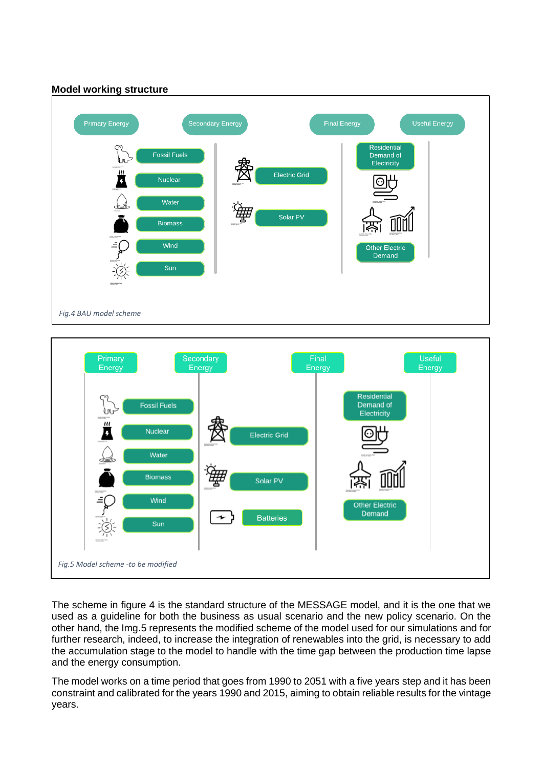### Model working structure

Fig.4 BAU model scheme

Fig.5 Model scheme -to be modified

The scheme in figure 4 is the standard structure of the MESSAGE model, and it is the one that we used as a guideline for both the business as usual scenario and the new policy scenario. On the other hand, the Img.5 represents the modified scheme of the model used for our simulations and for further research, indeed, to increase the integration of renewables into the grid, is necessary to add the accumulation stage to the model to handle with the time gap between the production time lapse and the energy consumption.

The model works on a time period that goes from 1990 to 2051 with a five years step and it has been constraint and calibrated for the years 1990 and 2015, aiming to obtain reliable results for the vintage years.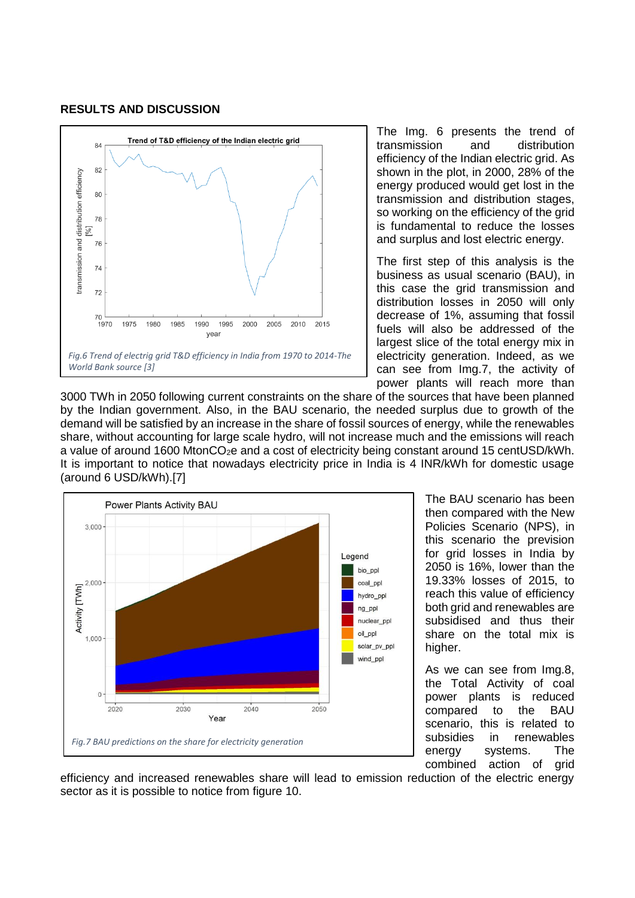## RESULTS AND DISCUSSION

Fig.6 Trend of electrig grid T&D efficiency in India from 1970 to 2014-The World Bank source [3]

The Img. 6 presents the trend of transmission and distribution efficiency of the Indian electric grid. As shown in the plot, in 2000, 28% of the energy produced would get lost in the transmission and distribution stages, so working on the efficiency of the grid is fundamental to reduce the losses and surplus and lost electric energy.

The first step of this analysis is the business as usual scenario (BAU), in this case the grid transmission and distribution losses in 2050 will only decrease of 1%, assuming that fossil fuels will also be addressed of the largest slice of the total energy mix in electricity generation. Indeed, as we can see from Img.7, the activity of power plants will reach more than 3000 TWh in 2050 following current constraints on the share of the sources that have been planned by the Indian government. Also, in the BAU scenario, the needed surplus due to growth of the demand will be satisfied by an increase in the share of fossil sources of energy, while the renewables share, without accounting for large scale hydro, will not increase much and the emissions will reach a value of around 1600 MtonCO$_2$e and a cost of electricity being constant around 15 centUSD/kWh. It is important to notice that nowadays electricity price in India is 4 INR/kWh for domestic usage (around 6 USD/kWh).[7]

Fig.7 BAU predictions on the share for electricity generation

The BAU scenario has been then compared with the New Policies Scenario (NPS), in this scenario the prevision for grid losses in India by 2050 is 16%, lower than the 19.33% losses of 2015, to reach this value of efficiency both grid and renewables are subsidised and thus their share on the total mix is higher.

As we can see from Img.8, the Total Activity of coal power plants is reduced compared to the BAU scenario, this is related to subsidies in renewables energy systems. The combined action of grid efficiency and increased renewables share will lead to emission reduction of the electric energy sector as it is possible to notice from figure 10.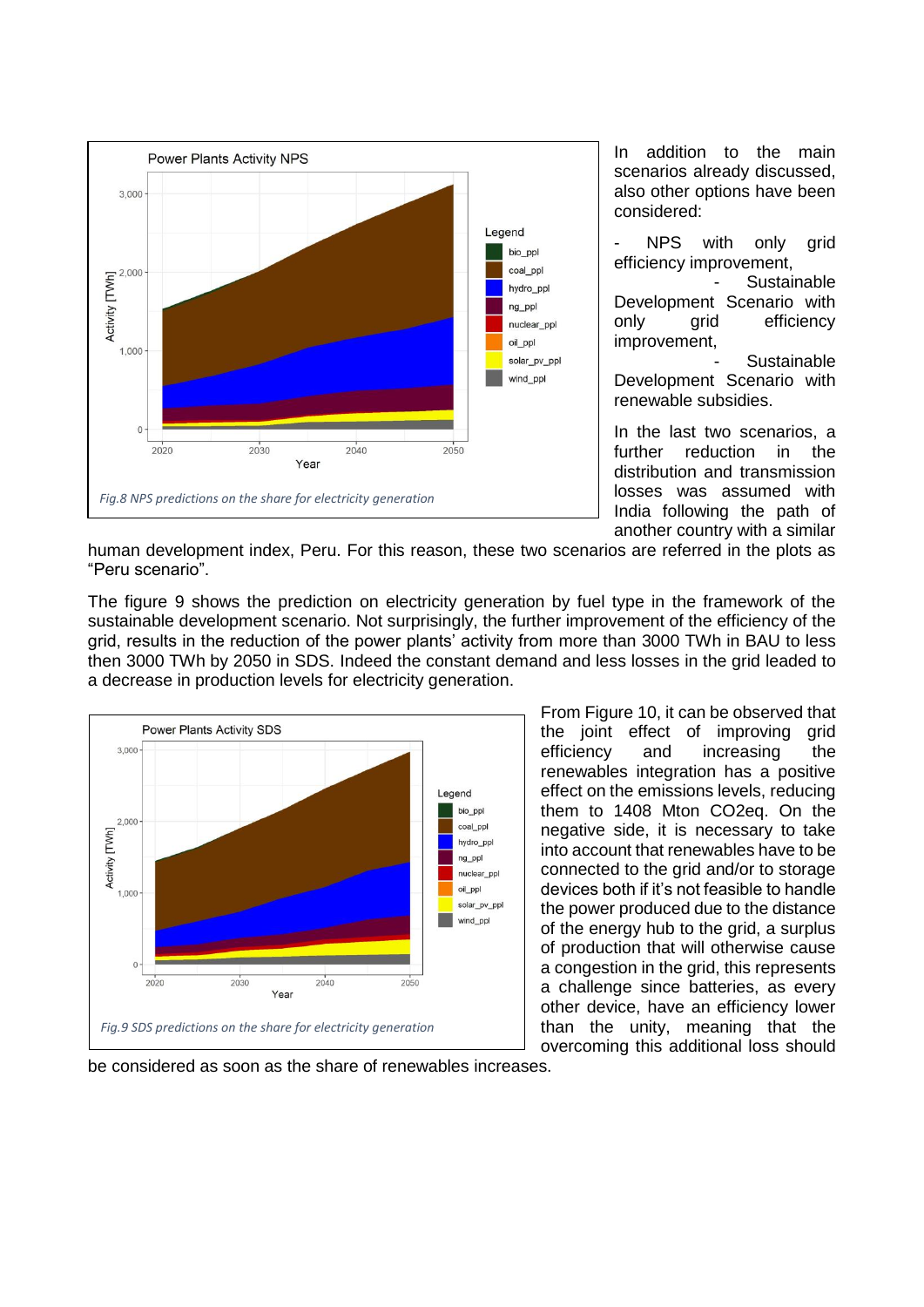Fig.8 NPS predictions on the share for electricity generation

In addition to the main scenarios already discussed, also other options have been considered:

- NPS with only grid efficiency improvement,
- Sustainable Development Scenario with only grid efficiency improvement,
- Sustainable Development Scenario with renewable subsidies.

In the last two scenarios, a further reduction in the distribution and transmission losses was assumed with India following the path of another country with a similar human development index, Peru. For this reason, these two scenarios are referred in the plots as "Peru scenario".

The figure 9 shows the prediction on electricity generation by fuel type in the framework of the sustainable development scenario. Not surprisingly, the further improvement of the efficiency of the grid, results in the reduction of the power plants' activity from more than 3000 TWh in BAU to less then 3000 TWh by 2050 in SDS. Indeed the constant demand and less losses in the grid leaded to a decrease in production levels for electricity generation.

Fig.9 SDS predictions on the share for electricity generation

From Figure 10, it can be observed that the joint effect of improving grid efficiency and increasing the renewables integration has a positive effect on the emissions levels, reducing them to 1408 Mton $CO_2$eq. On the negative side, it is necessary to take into account that renewables have to be connected to the grid and/or to storage devices both if it's not feasible to handle the power produced due to the distance of the energy hub to the grid, a surplus of production that will otherwise cause a congestion in the grid, this represents a challenge since batteries, as every other device, have an efficiency lower than the unity, meaning that the overcoming this additional loss should be considered as soon as the share of renewables increases.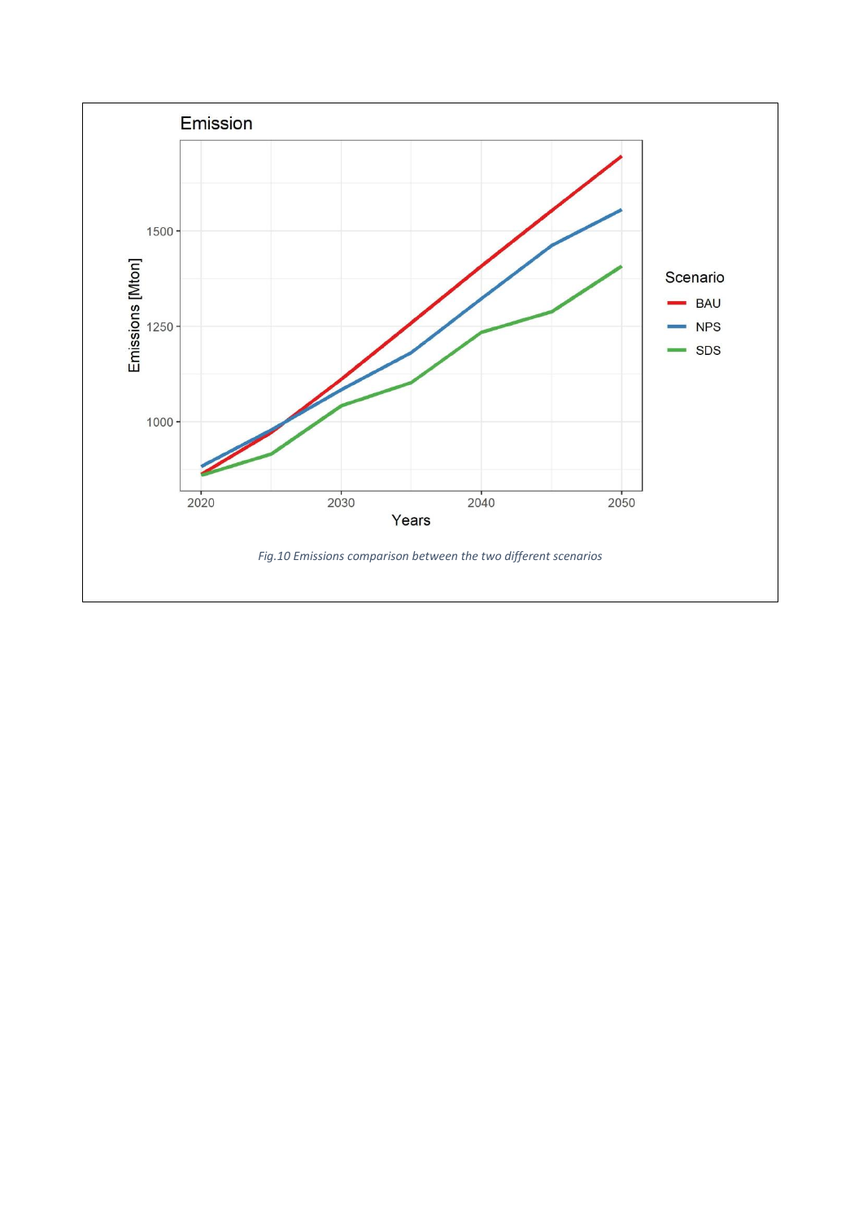*Fig.10 Emissions comparison between the two different scenarios*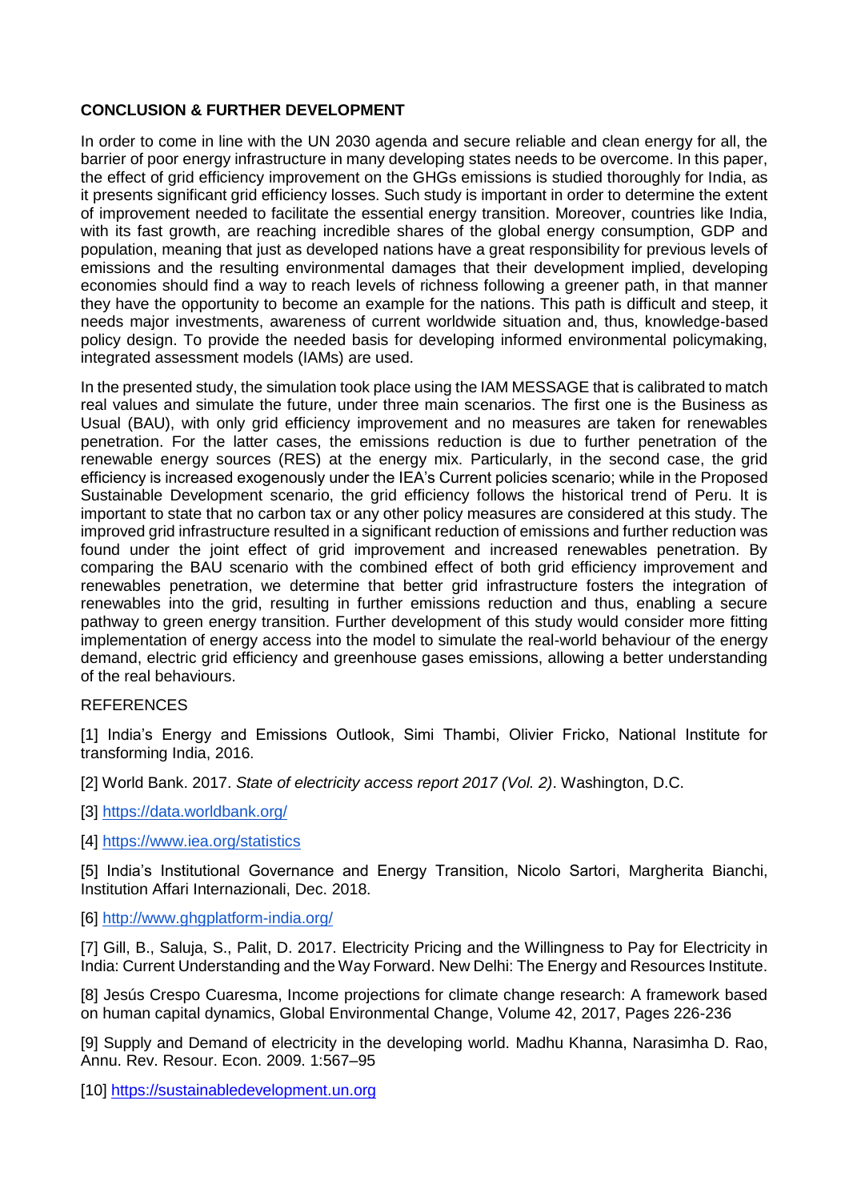## CONCLUSION & FURTHER DEVELOPMENT

In order to come in line with the UN 2030 agenda and secure reliable and clean energy for all, the barrier of poor energy infrastructure in many developing states needs to be overcome. In this paper, the effect of grid efficiency improvement on the GHGs emissions is studied thoroughly for India, as it presents significant grid efficiency losses. Such study is important in order to determine the extent of improvement needed to facilitate the essential energy transition. Moreover, countries like India, with its fast growth, are reaching incredible shares of the global energy consumption, GDP and population, meaning that just as developed nations have a great responsibility for previous levels of emissions and the resulting environmental damages that their development implied, developing economies should find a way to reach levels of richness following a greener path, in that manner they have the opportunity to become an example for the nations. This path is difficult and steep, it needs major investments, awareness of current worldwide situation and, thus, knowledge-based policy design. To provide the needed basis for developing informed environmental policymaking, integrated assessment models (IAMs) are used.

In the presented study, the simulation took place using the IAM MESSAGE that is calibrated to match real values and simulate the future, under three main scenarios. The first one is the Business as Usual (BAU), with only grid efficiency improvement and no measures are taken for renewables penetration. For the latter cases, the emissions reduction is due to further penetration of the renewable energy sources (RES) at the energy mix. Particularly, in the second case, the grid efficiency is increased exogenously under the IEA's Current policies scenario; while in the Proposed Sustainable Development scenario, the grid efficiency follows the historical trend of Peru. It is important to state that no carbon tax or any other policy measures are considered at this study. The improved grid infrastructure resulted in a significant reduction of emissions and further reduction was found under the joint effect of grid improvement and increased renewables penetration. By comparing the BAU scenario with the combined effect of both grid efficiency improvement and renewables penetration, we determine that better grid infrastructure fosters the integration of renewables into the grid, resulting in further emissions reduction and thus, enabling a secure pathway to green energy transition. Further development of this study would consider more fitting implementation of energy access into the model to simulate the real-world behaviour of the energy demand, electric grid efficiency and greenhouse gases emissions, allowing a better understanding of the real behaviours.

REFERENCES

[1] India's Energy and Emissions Outlook, Simi Thambi, Olivier Fricko, National Institute for transforming India, 2016.

[2] World Bank. 2017. *State of electricity access report 2017 (Vol. 2)*. Washington, D.C.

[3] https://data.worldbank.org/

[4] https://www.iea.org/statistics

[5] India's Institutional Governance and Energy Transition, Nicolo Sartori, Margherita Bianchi, Institution Affari Internazionali, Dec. 2018.

[6] http://www.ghgplatform-india.org/

[7] Gill, B., Saluja, S., Palit, D. 2017. Electricity Pricing and the Willingness to Pay for Electricity in India: Current Understanding and the Way Forward. New Delhi: The Energy and Resources Institute.

[8] Jesús Crespo Cuaresma, Income projections for climate change research: A framework based on human capital dynamics, Global Environmental Change, Volume 42, 2017, Pages 226-236

[9] Supply and Demand of electricity in the developing world. Madhu Khanna, Narasimha D. Rao, Annu. Rev. Resour. Econ. 2009. 1:567–95

[10] https://sustainabledevelopment.un.org